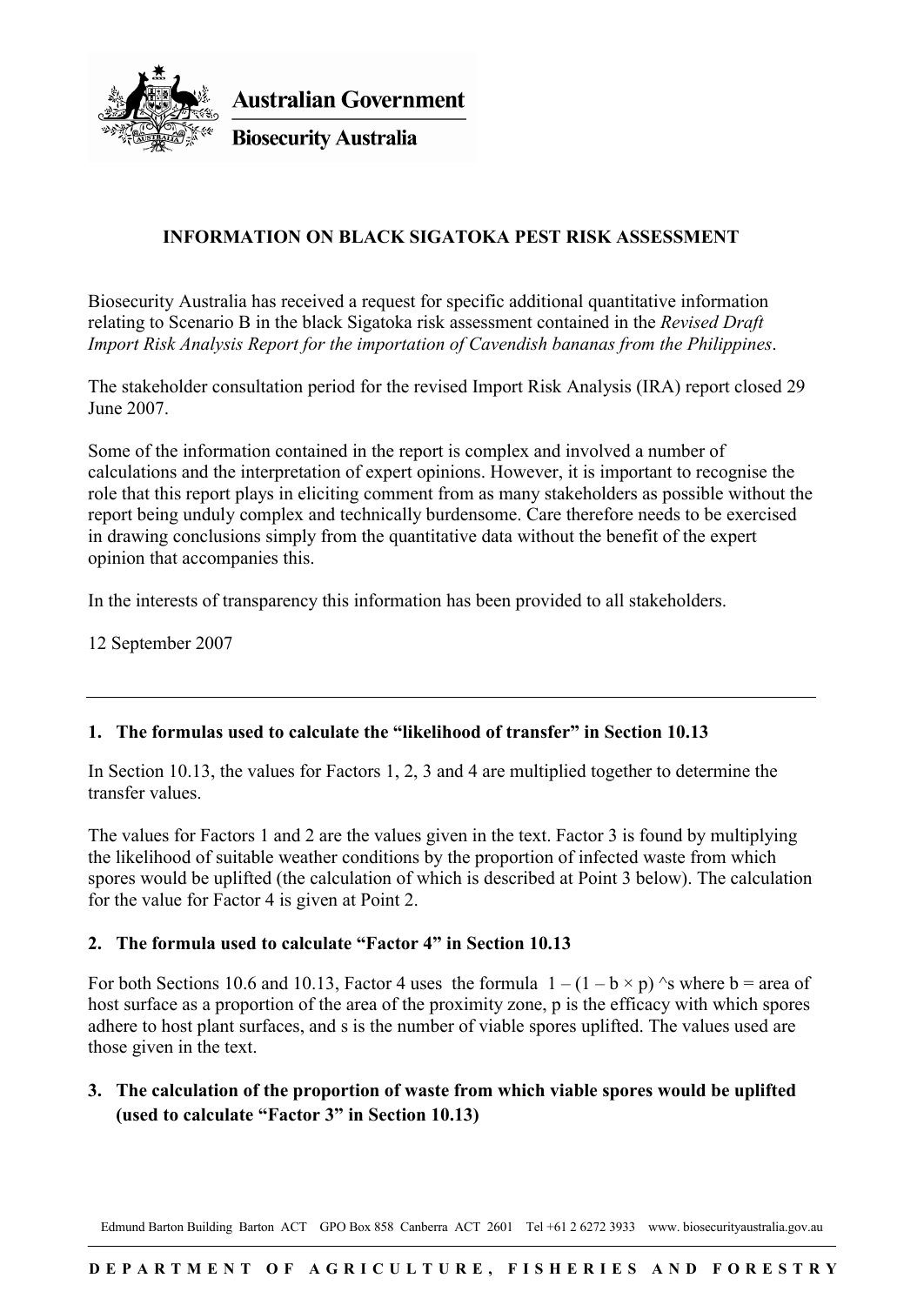Australian Government

Biosecurity Australia

## INFORMATION ON BLACK SIGATOKA PEST RISK ASSESSMENT

Biosecurity Australia has received a request for specific additional quantitative information relating to Scenario B in the black Sigatoka risk assessment contained in the *Revised Draft Import Risk Analysis Report for the importation of Cavendish bananas from the Philippines*.

The stakeholder consultation period for the revised Import Risk Analysis (IRA) report closed 29 June 2007.

Some of the information contained in the report is complex and involved a number of calculations and the interpretation of expert opinions. However, it is important to recognise the role that this report plays in eliciting comment from as many stakeholders as possible without the report being unduly complex and technically burdensome. Care therefore needs to be exercised in drawing conclusions simply from the quantitative data without the benefit of the expert opinion that accompanies this.

In the interests of transparency this information has been provided to all stakeholders.

12 September 2007

---

### 1. The formulas used to calculate the "likelihood of transfer" in Section 10.13

In Section 10.13, the values for Factors 1, 2, 3 and 4 are multiplied together to determine the transfer values.

The values for Factors 1 and 2 are the values given in the text. Factor 3 is found by multiplying the likelihood of suitable weather conditions by the proportion of infected waste from which spores would be uplifted (the calculation of which is described at Point 3 below). The calculation for the value for Factor 4 is given at Point 2.

### 2. The formula used to calculate "Factor 4" in Section 10.13

For both Sections 10.6 and 10.13, Factor 4 uses the formula $1 - (1 - b \times p)^s$ where b = area of host surface as a proportion of the area of the proximity zone, p is the efficacy with which spores adhere to host plant surfaces, and s is the number of viable spores uplifted. The values used are those given in the text.

### 3. The calculation of the proportion of waste from which viable spores would be uplifted (used to calculate "Factor 3" in Section 10.13)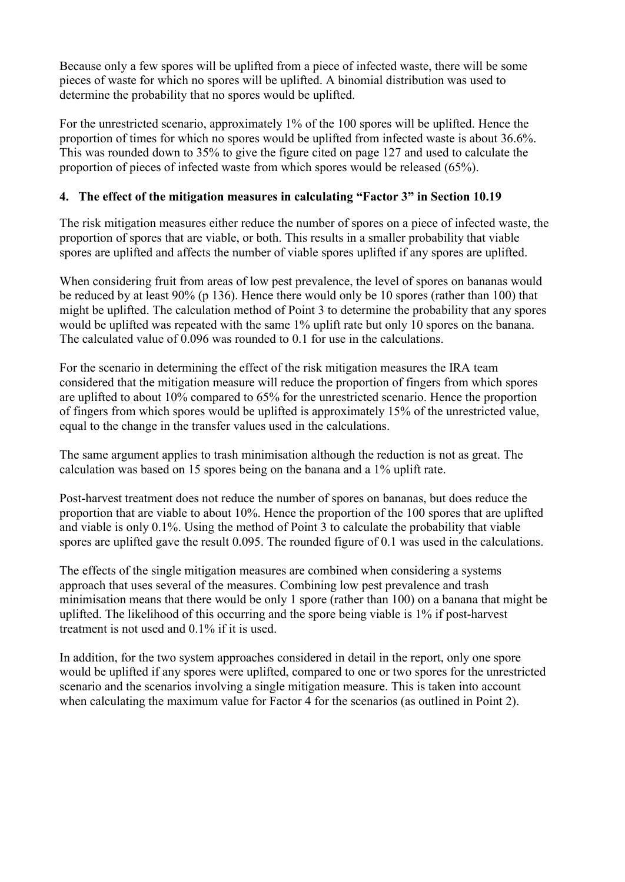Because only a few spores will be uplifted from a piece of infected waste, there will be some pieces of waste for which no spores will be uplifted. A binomial distribution was used to determine the probability that no spores would be uplifted.

For the unrestricted scenario, approximately 1% of the 100 spores will be uplifted. Hence the proportion of times for which no spores would be uplifted from infected waste is about 36.6%. This was rounded down to 35% to give the figure cited on page 127 and used to calculate the proportion of pieces of infected waste from which spores would be released (65%).

## 4. The effect of the mitigation measures in calculating "Factor 3" in Section 10.19

The risk mitigation measures either reduce the number of spores on a piece of infected waste, the proportion of spores that are viable, or both. This results in a smaller probability that viable spores are uplifted and affects the number of viable spores uplifted if any spores are uplifted.

When considering fruit from areas of low pest prevalence, the level of spores on bananas would be reduced by at least 90% (p 136). Hence there would only be 10 spores (rather than 100) that might be uplifted. The calculation method of Point 3 to determine the probability that any spores would be uplifted was repeated with the same 1% uplift rate but only 10 spores on the banana. The calculated value of 0.096 was rounded to 0.1 for use in the calculations.

For the scenario in determining the effect of the risk mitigation measures the IRA team considered that the mitigation measure will reduce the proportion of fingers from which spores are uplifted to about 10% compared to 65% for the unrestricted scenario. Hence the proportion of fingers from which spores would be uplifted is approximately 15% of the unrestricted value, equal to the change in the transfer values used in the calculations.

The same argument applies to trash minimisation although the reduction is not as great. The calculation was based on 15 spores being on the banana and a 1% uplift rate.

Post-harvest treatment does not reduce the number of spores on bananas, but does reduce the proportion that are viable to about 10%. Hence the proportion of the 100 spores that are uplifted and viable is only 0.1%. Using the method of Point 3 to calculate the probability that viable spores are uplifted gave the result 0.095. The rounded figure of 0.1 was used in the calculations.

The effects of the single mitigation measures are combined when considering a systems approach that uses several of the measures. Combining low pest prevalence and trash minimisation means that there would be only 1 spore (rather than 100) on a banana that might be uplifted. The likelihood of this occurring and the spore being viable is 1% if post-harvest treatment is not used and 0.1% if it is used.

In addition, for the two system approaches considered in detail in the report, only one spore would be uplifted if any spores were uplifted, compared to one or two spores for the unrestricted scenario and the scenarios involving a single mitigation measure. This is taken into account when calculating the maximum value for Factor 4 for the scenarios (as outlined in Point 2).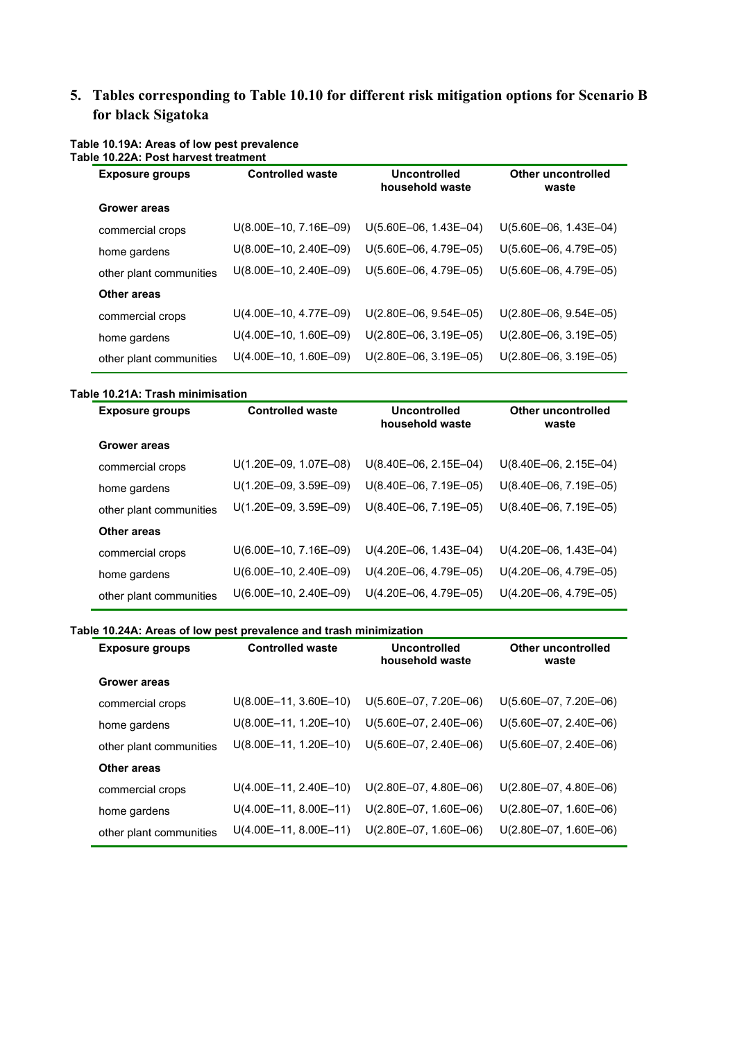## 5. Tables corresponding to Table 10.10 for different risk mitigation options for Scenario B for black Sigatoka

**Table 10.19A: Areas of low pest prevalence**
**Table 10.22A: Post harvest treatment**

| Exposure groups | Controlled waste | Uncontrolled household waste | Other uncontrolled waste |
|---|---|---|---|
| **Grower areas** | | | |
| commercial crops | U(8.00E–10, 7.16E–09) | U(5.60E–06, 1.43E–04) | U(5.60E–06, 1.43E–04) |
| home gardens | U(8.00E–10, 2.40E–09) | U(5.60E–06, 4.79E–05) | U(5.60E–06, 4.79E–05) |
| other plant communities | U(8.00E–10, 2.40E–09) | U(5.60E–06, 4.79E–05) | U(5.60E–06, 4.79E–05) |
| **Other areas** | | | |
| commercial crops | U(4.00E–10, 4.77E–09) | U(2.80E–06, 9.54E–05) | U(2.80E–06, 9.54E–05) |
| home gardens | U(4.00E–10, 1.60E–09) | U(2.80E–06, 3.19E–05) | U(2.80E–06, 3.19E–05) |
| other plant communities | U(4.00E–10, 1.60E–09) | U(2.80E–06, 3.19E–05) | U(2.80E–06, 3.19E–05) |

**Table 10.21A: Trash minimisation**

| Exposure groups | Controlled waste | Uncontrolled household waste | Other uncontrolled waste |
|---|---|---|---|
| **Grower areas** | | | |
| commercial crops | U(1.20E–09, 1.07E–08) | U(8.40E–06, 2.15E–04) | U(8.40E–06, 2.15E–04) |
| home gardens | U(1.20E–09, 3.59E–09) | U(8.40E–06, 7.19E–05) | U(8.40E–06, 7.19E–05) |
| other plant communities | U(1.20E–09, 3.59E–09) | U(8.40E–06, 7.19E–05) | U(8.40E–06, 7.19E–05) |
| **Other areas** | | | |
| commercial crops | U(6.00E–10, 7.16E–09) | U(4.20E–06, 1.43E–04) | U(4.20E–06, 1.43E–04) |
| home gardens | U(6.00E–10, 2.40E–09) | U(4.20E–06, 4.79E–05) | U(4.20E–06, 4.79E–05) |
| other plant communities | U(6.00E–10, 2.40E–09) | U(4.20E–06, 4.79E–05) | U(4.20E–06, 4.79E–05) |

**Table 10.24A: Areas of low pest prevalence and trash minimization**

| Exposure groups | Controlled waste | Uncontrolled household waste | Other uncontrolled waste |
|---|---|---|---|
| **Grower areas** | | | |
| commercial crops | U(8.00E–11, 3.60E–10) | U(5.60E–07, 7.20E–06) | U(5.60E–07, 7.20E–06) |
| home gardens | U(8.00E–11, 1.20E–10) | U(5.60E–07, 2.40E–06) | U(5.60E–07, 2.40E–06) |
| other plant communities | U(8.00E–11, 1.20E–10) | U(5.60E–07, 2.40E–06) | U(5.60E–07, 2.40E–06) |
| **Other areas** | | | |
| commercial crops | U(4.00E–11, 2.40E–10) | U(2.80E–07, 4.80E–06) | U(2.80E–07, 4.80E–06) |
| home gardens | U(4.00E–11, 8.00E–11) | U(2.80E–07, 1.60E–06) | U(2.80E–07, 1.60E–06) |
| other plant communities | U(4.00E–11, 8.00E–11) | U(2.80E–07, 1.60E–06) | U(2.80E–07, 1.60E–06) |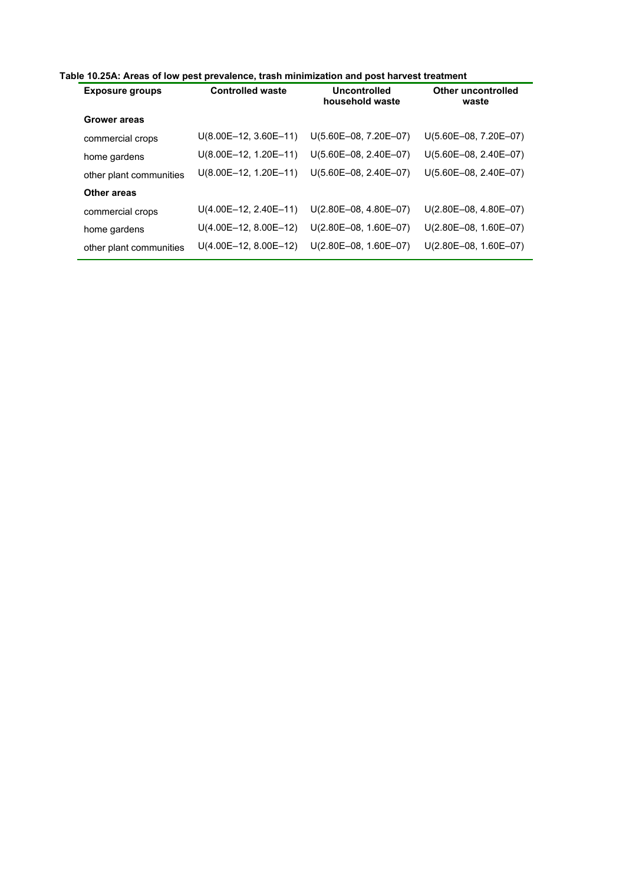**Table 10.25A: Areas of low pest prevalence, trash minimization and post harvest treatment**

| Exposure groups | Controlled waste | Uncontrolled household waste | Other uncontrolled waste |
|---|---|---|---|
| **Grower areas** | | | |
| commercial crops | U(8.00E–12, 3.60E–11) | U(5.60E–08, 7.20E–07) | U(5.60E–08, 7.20E–07) |
| home gardens | U(8.00E–12, 1.20E–11) | U(5.60E–08, 2.40E–07) | U(5.60E–08, 2.40E–07) |
| other plant communities | U(8.00E–12, 1.20E–11) | U(5.60E–08, 2.40E–07) | U(5.60E–08, 2.40E–07) |
| **Other areas** | | | |
| commercial crops | U(4.00E–12, 2.40E–11) | U(2.80E–08, 4.80E–07) | U(2.80E–08, 4.80E–07) |
| home gardens | U(4.00E–12, 8.00E–12) | U(2.80E–08, 1.60E–07) | U(2.80E–08, 1.60E–07) |
| other plant communities | U(4.00E–12, 8.00E–12) | U(2.80E–08, 1.60E–07) | U(2.80E–08, 1.60E–07) |